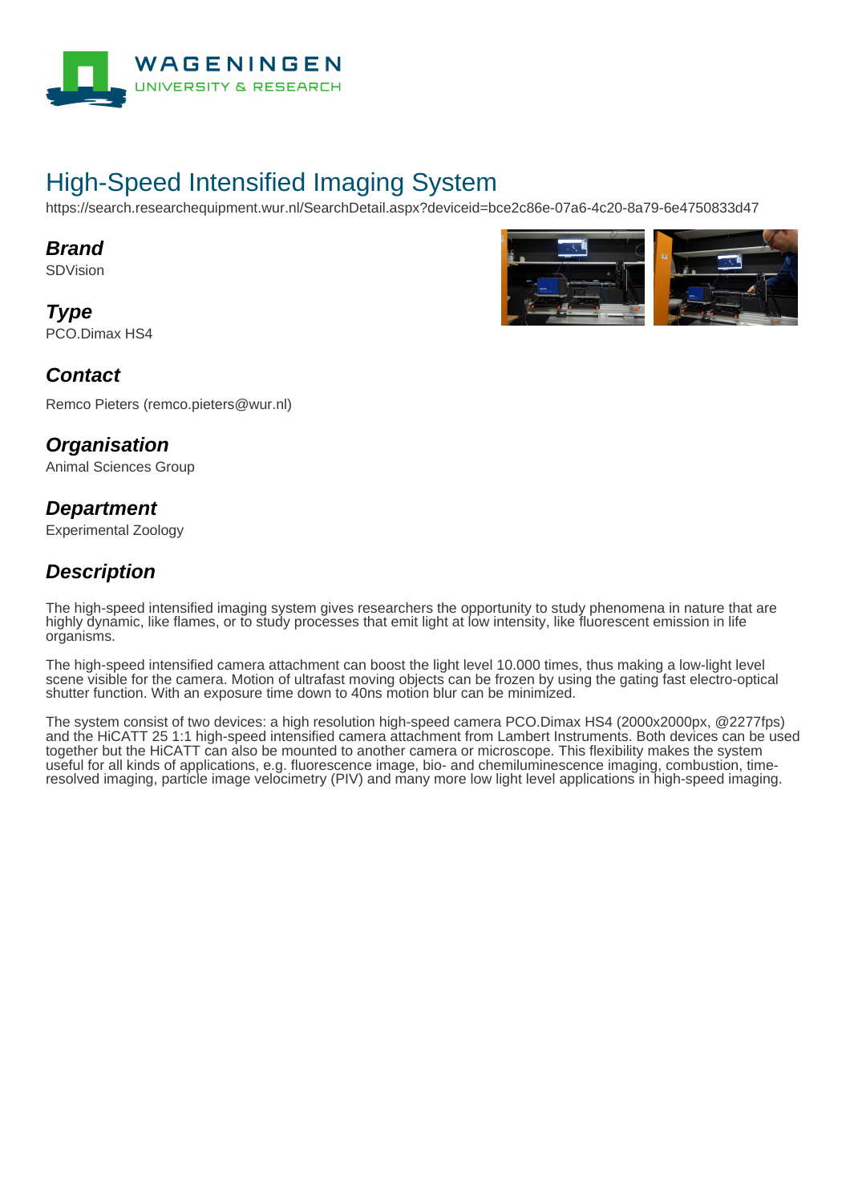# High-Speed Intensified Imaging System

https://search.researchequipment.wur.nl/SearchDetail.aspx?deviceid=bce2c86e-07a6-4c20-8a79-6e4750833d47

## *Brand*

SDVision

## *Type*

PCO.Dimax HS4

## *Contact*

Remco Pieters (remco.pieters@wur.nl)

## *Organisation*

Animal Sciences Group

## *Department*

Experimental Zoology

## *Description*

The high-speed intensified imaging system gives researchers the opportunity to study phenomena in nature that are highly dynamic, like flames, or to study processes that emit light at low intensity, like fluorescent emission in life organisms.

The high-speed intensified camera attachment can boost the light level 10.000 times, thus making a low-light level scene visible for the camera. Motion of ultrafast moving objects can be frozen by using the gating fast electro-optical shutter function. With an exposure time down to 40ns motion blur can be minimized.

The system consist of two devices: a high resolution high-speed camera PCO.Dimax HS4 (2000x2000px, @2277fps) and the HiCATT 25 1:1 high-speed intensified camera attachment from Lambert Instruments. Both devices can be used together but the HiCATT can also be mounted to another camera or microscope. This flexibility makes the system useful for all kinds of applications, e.g. fluorescence image, bio- and chemiluminescence imaging, combustion, time-resolved imaging, particle image velocimetry (PIV) and many more low light level applications in high-speed imaging.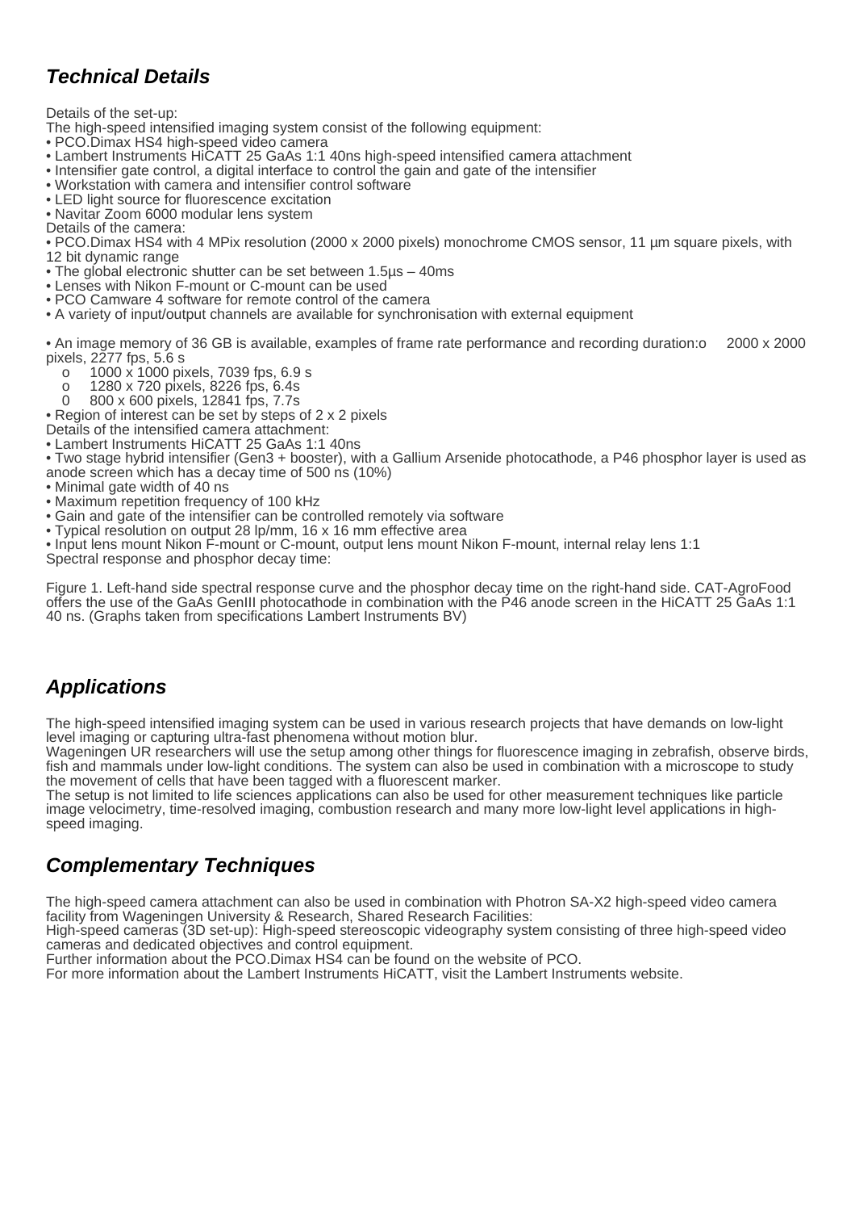## *Technical Details*

Details of the set-up:
The high-speed intensified imaging system consist of the following equipment:

- PCO.Dimax HS4 high-speed video camera
- Lambert Instruments HiCATT 25 GaAs 1:1 40ns high-speed intensified camera attachment
- Intensifier gate control, a digital interface to control the gain and gate of the intensifier
- Workstation with camera and intensifier control software
- LED light source for fluorescence excitation
- Navitar Zoom 6000 modular lens system

Details of the camera:

- PCO.Dimax HS4 with 4 MPix resolution (2000 x 2000 pixels) monochrome CMOS sensor, 11 µm square pixels, with 12 bit dynamic range
- The global electronic shutter can be set between 1.5µs – 40ms
- Lenses with Nikon F-mount or C-mount can be used
- PCO Camware 4 software for remote control of the camera
- A variety of input/output channels are available for synchronisation with external equipment

- An image memory of 36 GB is available, examples of frame rate performance and recording duration:o 2000 x 2000 pixels, 2277 fps, 5.6 s
    - o 1000 x 1000 pixels, 7039 fps, 6.9 s
    - o 1280 x 720 pixels, 8226 fps, 6.4s
    - 0 800 x 600 pixels, 12841 fps, 7.7s
- Region of interest can be set by steps of 2 x 2 pixels

Details of the intensified camera attachment:

- Lambert Instruments HiCATT 25 GaAs 1:1 40ns
- Two stage hybrid intensifier (Gen3 + booster), with a Gallium Arsenide photocathode, a P46 phosphor layer is used as anode screen which has a decay time of 500 ns (10%)
- Minimal gate width of 40 ns
- Maximum repetition frequency of 100 kHz
- Gain and gate of the intensifier can be controlled remotely via software
- Typical resolution on output 28 lp/mm, 16 x 16 mm effective area
- Input lens mount Nikon F-mount or C-mount, output lens mount Nikon F-mount, internal relay lens 1:1

Spectral response and phosphor decay time:

Figure 1. Left-hand side spectral response curve and the phosphor decay time on the right-hand side. CAT-AgroFood offers the use of the GaAs GenIII photocathode in combination with the P46 anode screen in the HiCATT 25 GaAs 1:1 40 ns. (Graphs taken from specifications Lambert Instruments BV)

## *Applications*

The high-speed intensified imaging system can be used in various research projects that have demands on low-light level imaging or capturing ultra-fast phenomena without motion blur.
Wageningen UR researchers will use the setup among other things for fluorescence imaging in zebrafish, observe birds, fish and mammals under low-light conditions. The system can also be used in combination with a microscope to study the movement of cells that have been tagged with a fluorescent marker.
The setup is not limited to life sciences applications can also be used for other measurement techniques like particle image velocimetry, time-resolved imaging, combustion research and many more low-light level applications in high-speed imaging.

## *Complementary Techniques*

The high-speed camera attachment can also be used in combination with Photron SA-X2 high-speed video camera facility from Wageningen University & Research, Shared Research Facilities:
High-speed cameras (3D set-up): High-speed stereoscopic videography system consisting of three high-speed video cameras and dedicated objectives and control equipment.
Further information about the PCO.Dimax HS4 can be found on the website of PCO.
For more information about the Lambert Instruments HiCATT, visit the Lambert Instruments website.